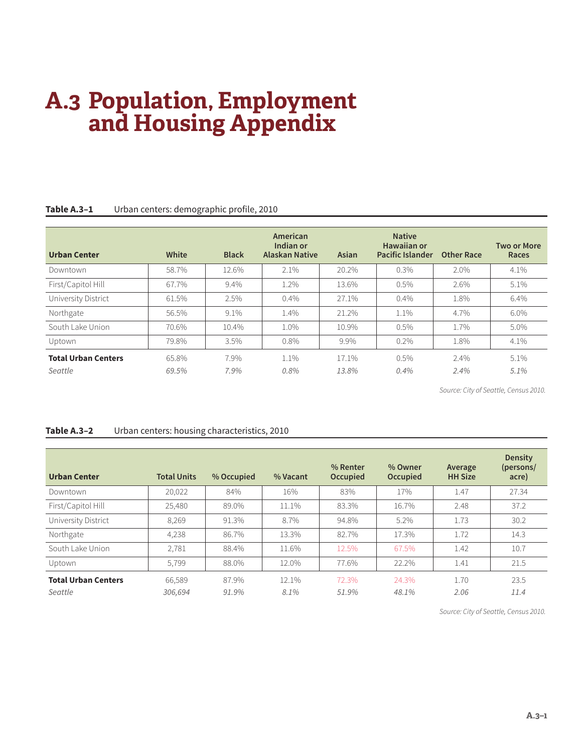# A.3 Population, Employment and Housing Appendix

**Table A.3–1** Urban centers: demographic profile, 2010

| Urban Center | White | Black | American Indian or Alaskan Native | Asian | Native Hawaiian or Pacific Islander | Other Race | Two or More Races |
|---|---|---|---|---|---|---|---|
| Downtown | 58.7% | 12.6% | 2.1% | 20.2% | 0.3% | 2.0% | 4.1% |
| First/Capitol Hill | 67.7% | 9.4% | 1.2% | 13.6% | 0.5% | 2.6% | 5.1% |
| University District | 61.5% | 2.5% | 0.4% | 27.1% | 0.4% | 1.8% | 6.4% |
| Northgate | 56.5% | 9.1% | 1.4% | 21.2% | 1.1% | 4.7% | 6.0% |
| South Lake Union | 70.6% | 10.4% | 1.0% | 10.9% | 0.5% | 1.7% | 5.0% |
| Uptown | 79.8% | 3.5% | 0.8% | 9.9% | 0.2% | 1.8% | 4.1% |
| **Total Urban Centers** | 65.8% | 7.9% | 1.1% | 17.1% | 0.5% | 2.4% | 5.1% |
| *Seattle* | *69.5%* | *7.9%* | *0.8%* | *13.8%* | *0.4%* | *2.4%* | *5.1%* |

*Source: City of Seattle, Census 2010.*

**Table A.3–2** Urban centers: housing characteristics, 2010

| Urban Center | Total Units | % Occupied | % Vacant | % Renter Occupied | % Owner Occupied | Average HH Size | Density (persons/ acre) |
|---|---|---|---|---|---|---|---|
| Downtown | 20,022 | 84% | 16% | 83% | 17% | 1.47 | 27.34 |
| First/Capitol Hill | 25,480 | 89.0% | 11.1% | 83.3% | 16.7% | 2.48 | 37.2 |
| University District | 8,269 | 91.3% | 8.7% | 94.8% | 5.2% | 1.73 | 30.2 |
| Northgate | 4,238 | 86.7% | 13.3% | 82.7% | 17.3% | 1.72 | 14.3 |
| South Lake Union | 2,781 | 88.4% | 11.6% | 12.5% | 67.5% | 1.42 | 10.7 |
| Uptown | 5,799 | 88.0% | 12.0% | 77.6% | 22.2% | 1.41 | 21.5 |
| **Total Urban Centers** | 66,589 | 87.9% | 12.1% | 72.3% | 24.3% | 1.70 | 23.5 |
| *Seattle* | *306,694* | *91.9%* | *8.1%* | *51.9%* | *48.1%* | *2.06* | *11.4* |

*Source: City of Seattle, Census 2010.*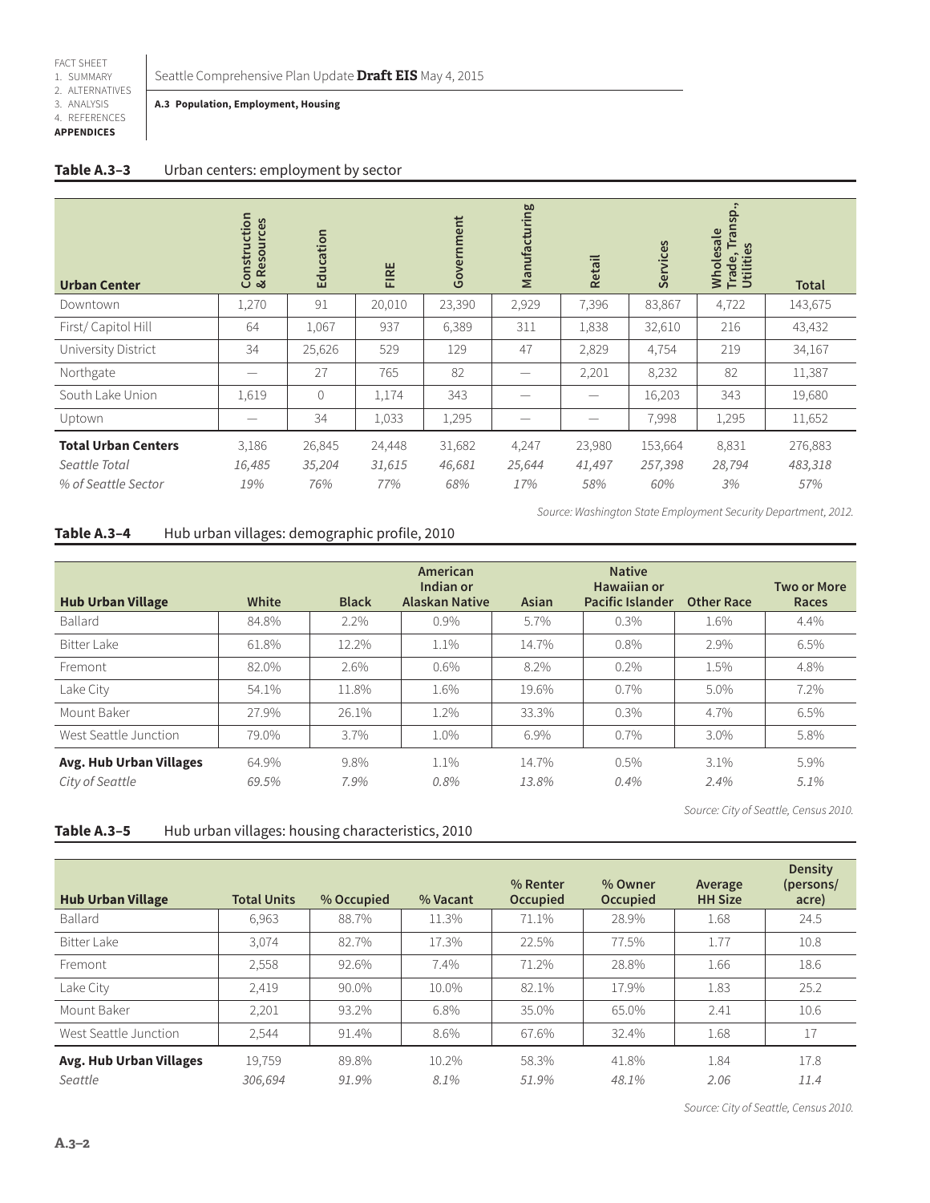**A.3 Population, Employment, Housing**

**Table A.3–3** Urban centers: employment by sector

| Urban Center | Construction & Resources | Education | FIRE | Government | Manufacturing | Retail | Services | Wholesale Trade, Transp., Utilities | Total |
|---|---|---|---|---|---|---|---|---|---|
| Downtown | 1,270 | 91 | 20,010 | 23,390 | 2,929 | 7,396 | 83,867 | 4,722 | 143,675 |
| First/ Capitol Hill | 64 | 1,067 | 937 | 6,389 | 311 | 1,838 | 32,610 | 216 | 43,432 |
| University District | 34 | 25,626 | 529 | 129 | 47 | 2,829 | 4,754 | 219 | 34,167 |
| Northgate | — | 27 | 765 | 82 | — | 2,201 | 8,232 | 82 | 11,387 |
| South Lake Union | 1,619 | 0 | 1,174 | 343 | — | — | 16,203 | 343 | 19,680 |
| Uptown | — | 34 | 1,033 | 1,295 | — | — | 7,998 | 1,295 | 11,652 |
| **Total Urban Centers** | 3,186 | 26,845 | 24,448 | 31,682 | 4,247 | 23,980 | 153,664 | 8,831 | 276,883 |
| *Seattle Total* | *16,485* | *35,204* | *31,615* | *46,681* | *25,644* | *41,497* | *257,398* | *28,794* | *483,318* |
| *% of Seattle Sector* | *19%* | *76%* | *77%* | *68%* | *17%* | *58%* | *60%* | *3%* | *57%* |

*Source: Washington State Employment Security Department, 2012.*

**Table A.3–4** Hub urban villages: demographic profile, 2010

| Hub Urban Village | White | Black | American Indian or Alaskan Native | Asian | Native Hawaiian or Pacific Islander | Other Race | Two or More Races |
|---|---|---|---|---|---|---|---|
| Ballard | 84.8% | 2.2% | 0.9% | 5.7% | 0.3% | 1.6% | 4.4% |
| Bitter Lake | 61.8% | 12.2% | 1.1% | 14.7% | 0.8% | 2.9% | 6.5% |
| Fremont | 82.0% | 2.6% | 0.6% | 8.2% | 0.2% | 1.5% | 4.8% |
| Lake City | 54.1% | 11.8% | 1.6% | 19.6% | 0.7% | 5.0% | 7.2% |
| Mount Baker | 27.9% | 26.1% | 1.2% | 33.3% | 0.3% | 4.7% | 6.5% |
| West Seattle Junction | 79.0% | 3.7% | 1.0% | 6.9% | 0.7% | 3.0% | 5.8% |
| **Avg. Hub Urban Villages** | 64.9% | 9.8% | 1.1% | 14.7% | 0.5% | 3.1% | 5.9% |
| *City of Seattle* | *69.5%* | *7.9%* | *0.8%* | *13.8%* | *0.4%* | *2.4%* | *5.1%* |

*Source: City of Seattle, Census 2010.*

**Table A.3–5** Hub urban villages: housing characteristics, 2010

| Hub Urban Village | Total Units | % Occupied | % Vacant | % Renter Occupied | % Owner Occupied | Average HH Size | Density (persons/ acre) |
|---|---|---|---|---|---|---|---|
| Ballard | 6,963 | 88.7% | 11.3% | 71.1% | 28.9% | 1.68 | 24.5 |
| Bitter Lake | 3,074 | 82.7% | 17.3% | 22.5% | 77.5% | 1.77 | 10.8 |
| Fremont | 2,558 | 92.6% | 7.4% | 71.2% | 28.8% | 1.66 | 18.6 |
| Lake City | 2,419 | 90.0% | 10.0% | 82.1% | 17.9% | 1.83 | 25.2 |
| Mount Baker | 2,201 | 93.2% | 6.8% | 35.0% | 65.0% | 2.41 | 10.6 |
| West Seattle Junction | 2,544 | 91.4% | 8.6% | 67.6% | 32.4% | 1.68 | 17 |
| **Avg. Hub Urban Villages** | 19,759 | 89.8% | 10.2% | 58.3% | 41.8% | 1.84 | 17.8 |
| *Seattle* | *306,694* | *91.9%* | *8.1%* | *51.9%* | *48.1%* | *2.06* | *11.4* |

*Source: City of Seattle, Census 2010.*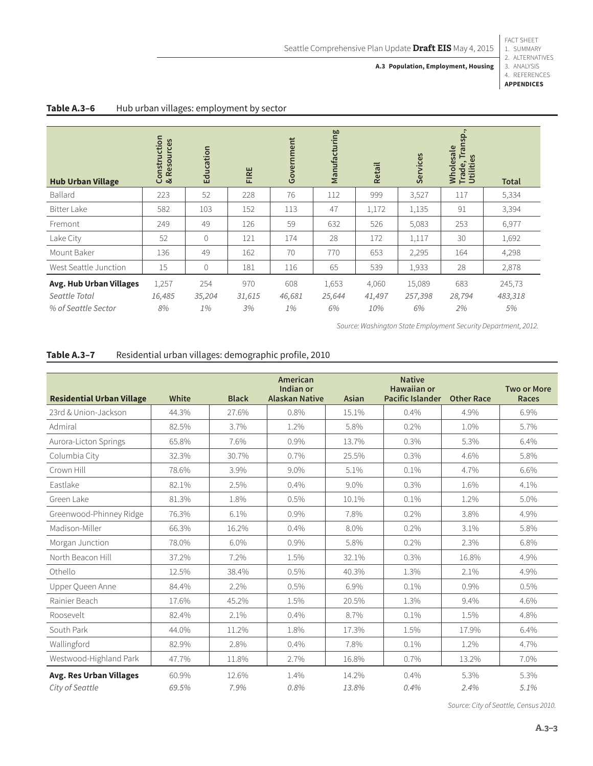**Table A.3–6** Hub urban villages: employment by sector

| Hub Urban Village | Construction & Resources | Education | FIRE | Government | Manufacturing | Retail | Services | Wholesale Trade, Transp., Utilities | Total |
|---|---|---|---|---|---|---|---|---|---|
| Ballard | 223 | 52 | 228 | 76 | 112 | 999 | 3,527 | 117 | 5,334 |
| Bitter Lake | 582 | 103 | 152 | 113 | 47 | 1,172 | 1,135 | 91 | 3,394 |
| Fremont | 249 | 49 | 126 | 59 | 632 | 526 | 5,083 | 253 | 6,977 |
| Lake City | 52 | 0 | 121 | 174 | 28 | 172 | 1,117 | 30 | 1,692 |
| Mount Baker | 136 | 49 | 162 | 70 | 770 | 653 | 2,295 | 164 | 4,298 |
| West Seattle Junction | 15 | 0 | 181 | 116 | 65 | 539 | 1,933 | 28 | 2,878 |
| **Avg. Hub Urban Villages** | 1,257 | 254 | 970 | 608 | 1,653 | 4,060 | 15,089 | 683 | 245,73 |
| *Seattle Total* | *16,485* | *35,204* | *31,615* | *46,681* | *25,644* | *41,497* | *257,398* | *28,794* | *483,318* |
| *% of Seattle Sector* | *8%* | *1%* | *3%* | *1%* | *6%* | *10%* | *6%* | *2%* | *5%* |

*Source: Washington State Employment Security Department, 2012.*

**Table A.3–7** Residential urban villages: demographic profile, 2010

| Residential Urban Village | White | Black | American Indian or Alaskan Native | Asian | Native Hawaiian or Pacific Islander | Other Race | Two or More Races |
|---|---|---|---|---|---|---|---|
| 23rd & Union-Jackson | 44.3% | 27.6% | 0.8% | 15.1% | 0.4% | 4.9% | 6.9% |
| Admiral | 82.5% | 3.7% | 1.2% | 5.8% | 0.2% | 1.0% | 5.7% |
| Aurora-Licton Springs | 65.8% | 7.6% | 0.9% | 13.7% | 0.3% | 5.3% | 6.4% |
| Columbia City | 32.3% | 30.7% | 0.7% | 25.5% | 0.3% | 4.6% | 5.8% |
| Crown Hill | 78.6% | 3.9% | 9.0% | 5.1% | 0.1% | 4.7% | 6.6% |
| Eastlake | 82.1% | 2.5% | 0.4% | 9.0% | 0.3% | 1.6% | 4.1% |
| Green Lake | 81.3% | 1.8% | 0.5% | 10.1% | 0.1% | 1.2% | 5.0% |
| Greenwood-Phinney Ridge | 76.3% | 6.1% | 0.9% | 7.8% | 0.2% | 3.8% | 4.9% |
| Madison-Miller | 66.3% | 16.2% | 0.4% | 8.0% | 0.2% | 3.1% | 5.8% |
| Morgan Junction | 78.0% | 6.0% | 0.9% | 5.8% | 0.2% | 2.3% | 6.8% |
| North Beacon Hill | 37.2% | 7.2% | 1.5% | 32.1% | 0.3% | 16.8% | 4.9% |
| Othello | 12.5% | 38.4% | 0.5% | 40.3% | 1.3% | 2.1% | 4.9% |
| Upper Queen Anne | 84.4% | 2.2% | 0.5% | 6.9% | 0.1% | 0.9% | 0.5% |
| Rainier Beach | 17.6% | 45.2% | 1.5% | 20.5% | 1.3% | 9.4% | 4.6% |
| Roosevelt | 82.4% | 2.1% | 0.4% | 8.7% | 0.1% | 1.5% | 4.8% |
| South Park | 44.0% | 11.2% | 1.8% | 17.3% | 1.5% | 17.9% | 6.4% |
| Wallingford | 82.9% | 2.8% | 0.4% | 7.8% | 0.1% | 1.2% | 4.7% |
| Westwood-Highland Park | 47.7% | 11.8% | 2.7% | 16.8% | 0.7% | 13.2% | 7.0% |
| **Avg. Res Urban Villages** | 60.9% | 12.6% | 1.4% | 14.2% | 0.4% | 5.3% | 5.3% |
| *City of Seattle* | *69.5%* | *7.9%* | *0.8%* | *13.8%* | *0.4%* | *2.4%* | *5.1%* |

*Source: City of Seattle, Census 2010.*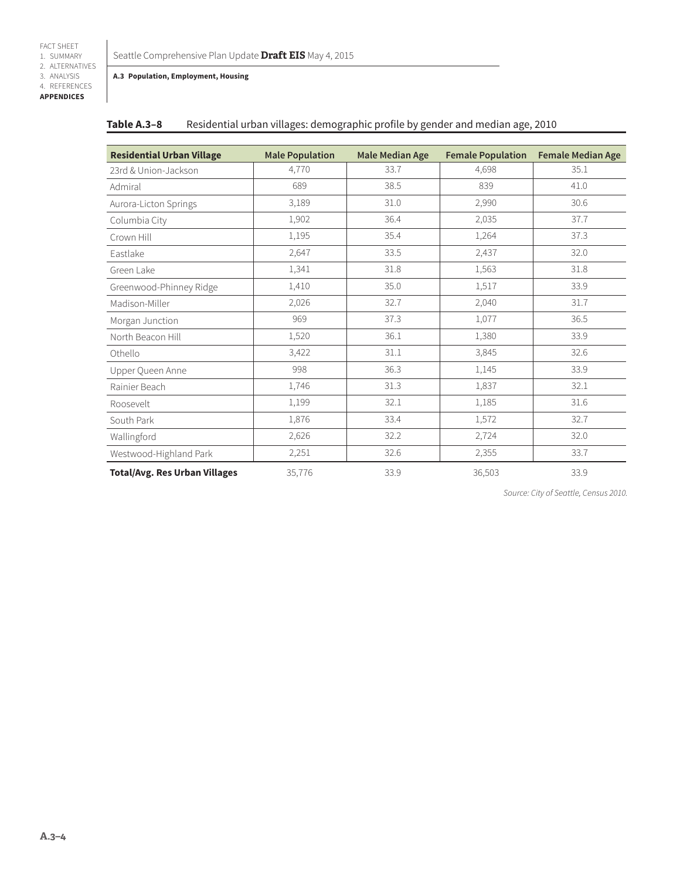**Table A.3–8** Residential urban villages: demographic profile by gender and median age, 2010

| Residential Urban Village | Male Population | Male Median Age | Female Population | Female Median Age |
|---|---|---|---|---|
| 23rd & Union-Jackson | 4,770 | 33.7 | 4,698 | 35.1 |
| Admiral | 689 | 38.5 | 839 | 41.0 |
| Aurora-Licton Springs | 3,189 | 31.0 | 2,990 | 30.6 |
| Columbia City | 1,902 | 36.4 | 2,035 | 37.7 |
| Crown Hill | 1,195 | 35.4 | 1,264 | 37.3 |
| Eastlake | 2,647 | 33.5 | 2,437 | 32.0 |
| Green Lake | 1,341 | 31.8 | 1,563 | 31.8 |
| Greenwood-Phinney Ridge | 1,410 | 35.0 | 1,517 | 33.9 |
| Madison-Miller | 2,026 | 32.7 | 2,040 | 31.7 |
| Morgan Junction | 969 | 37.3 | 1,077 | 36.5 |
| North Beacon Hill | 1,520 | 36.1 | 1,380 | 33.9 |
| Othello | 3,422 | 31.1 | 3,845 | 32.6 |
| Upper Queen Anne | 998 | 36.3 | 1,145 | 33.9 |
| Rainier Beach | 1,746 | 31.3 | 1,837 | 32.1 |
| Roosevelt | 1,199 | 32.1 | 1,185 | 31.6 |
| South Park | 1,876 | 33.4 | 1,572 | 32.7 |
| Wallingford | 2,626 | 32.2 | 2,724 | 32.0 |
| Westwood-Highland Park | 2,251 | 32.6 | 2,355 | 33.7 |
| **Total/Avg. Res Urban Villages** | 35,776 | 33.9 | 36,503 | 33.9 |

*Source: City of Seattle, Census 2010.*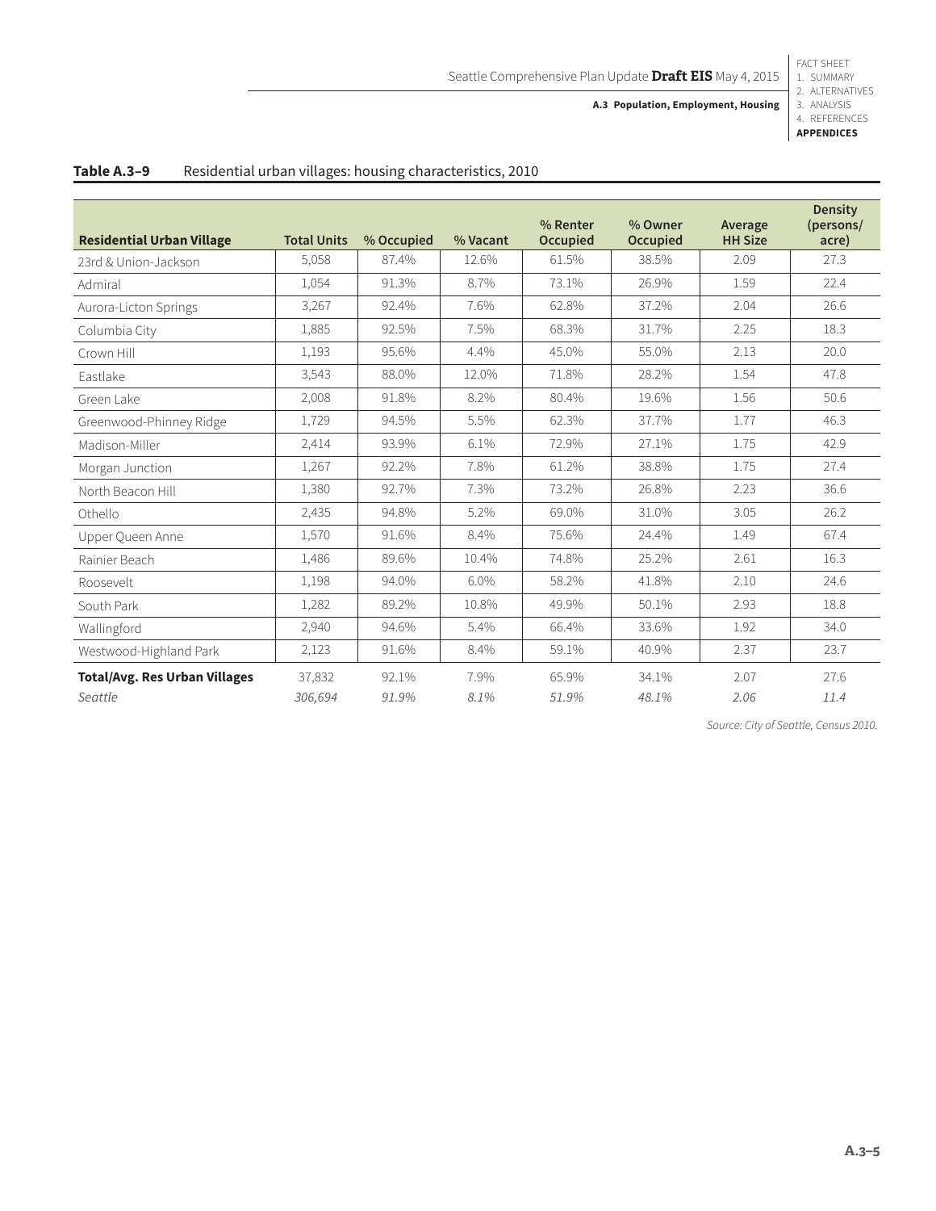**Table A.3–9** Residential urban villages: housing characteristics, 2010

| Residential Urban Village | Total Units | % Occupied | % Vacant | % Renter Occupied | % Owner Occupied | Average HH Size | Density (persons/ acre) |
|---|---|---|---|---|---|---|---|
| 23rd & Union-Jackson | 5,058 | 87.4% | 12.6% | 61.5% | 38.5% | 2.09 | 27.3 |
| Admiral | 1,054 | 91.3% | 8.7% | 73.1% | 26.9% | 1.59 | 22.4 |
| Aurora-Licton Springs | 3,267 | 92.4% | 7.6% | 62.8% | 37.2% | 2.04 | 26.6 |
| Columbia City | 1,885 | 92.5% | 7.5% | 68.3% | 31.7% | 2.25 | 18.3 |
| Crown Hill | 1,193 | 95.6% | 4.4% | 45.0% | 55.0% | 2.13 | 20.0 |
| Eastlake | 3,543 | 88.0% | 12.0% | 71.8% | 28.2% | 1.54 | 47.8 |
| Green Lake | 2,008 | 91.8% | 8.2% | 80.4% | 19.6% | 1.56 | 50.6 |
| Greenwood-Phinney Ridge | 1,729 | 94.5% | 5.5% | 62.3% | 37.7% | 1.77 | 46.3 |
| Madison-Miller | 2,414 | 93.9% | 6.1% | 72.9% | 27.1% | 1.75 | 42.9 |
| Morgan Junction | 1,267 | 92.2% | 7.8% | 61.2% | 38.8% | 1.75 | 27.4 |
| North Beacon Hill | 1,380 | 92.7% | 7.3% | 73.2% | 26.8% | 2.23 | 36.6 |
| Othello | 2,435 | 94.8% | 5.2% | 69.0% | 31.0% | 3.05 | 26.2 |
| Upper Queen Anne | 1,570 | 91.6% | 8.4% | 75.6% | 24.4% | 1.49 | 67.4 |
| Rainier Beach | 1,486 | 89.6% | 10.4% | 74.8% | 25.2% | 2.61 | 16.3 |
| Roosevelt | 1,198 | 94.0% | 6.0% | 58.2% | 41.8% | 2.10 | 24.6 |
| South Park | 1,282 | 89.2% | 10.8% | 49.9% | 50.1% | 2.93 | 18.8 |
| Wallingford | 2,940 | 94.6% | 5.4% | 66.4% | 33.6% | 1.92 | 34.0 |
| Westwood-Highland Park | 2,123 | 91.6% | 8.4% | 59.1% | 40.9% | 2.37 | 23.7 |
| **Total/Avg. Res Urban Villages** | 37,832 | 92.1% | 7.9% | 65.9% | 34.1% | 2.07 | 27.6 |
| *Seattle* | *306,694* | *91.9%* | *8.1%* | *51.9%* | *48.1%* | *2.06* | *11.4* |

*Source: City of Seattle, Census 2010.*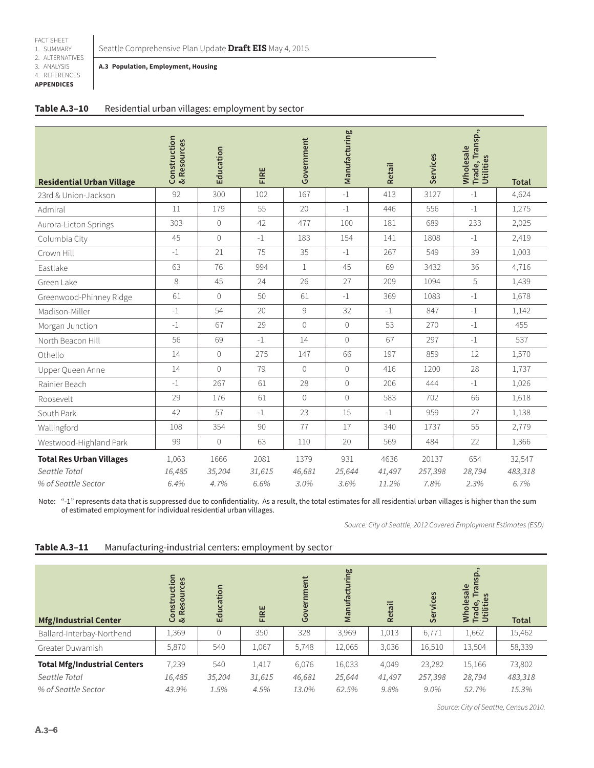**Table A.3–10** Residential urban villages: employment by sector

| Residential Urban Village | Construction & Resources | Education | FIRE | Government | Manufacturing | Retail | Services | Wholesale Trade, Transp., Utilities | Total |
|---|---|---|---|---|---|---|---|---|---|
| 23rd & Union-Jackson | 92 | 300 | 102 | 167 | -1 | 413 | 3127 | -1 | 4,624 |
| Admiral | 11 | 179 | 55 | 20 | -1 | 446 | 556 | -1 | 1,275 |
| Aurora-Licton Springs | 303 | 0 | 42 | 477 | 100 | 181 | 689 | 233 | 2,025 |
| Columbia City | 45 | 0 | -1 | 183 | 154 | 141 | 1808 | -1 | 2,419 |
| Crown Hill | -1 | 21 | 75 | 35 | -1 | 267 | 549 | 39 | 1,003 |
| Eastlake | 63 | 76 | 994 | 1 | 45 | 69 | 3432 | 36 | 4,716 |
| Green Lake | 8 | 45 | 24 | 26 | 27 | 209 | 1094 | 5 | 1,439 |
| Greenwood-Phinney Ridge | 61 | 0 | 50 | 61 | -1 | 369 | 1083 | -1 | 1,678 |
| Madison-Miller | -1 | 54 | 20 | 9 | 32 | -1 | 847 | -1 | 1,142 |
| Morgan Junction | -1 | 67 | 29 | 0 | 0 | 53 | 270 | -1 | 455 |
| North Beacon Hill | 56 | 69 | -1 | 14 | 0 | 67 | 297 | -1 | 537 |
| Othello | 14 | 0 | 275 | 147 | 66 | 197 | 859 | 12 | 1,570 |
| Upper Queen Anne | 14 | 0 | 79 | 0 | 0 | 416 | 1200 | 28 | 1,737 |
| Rainier Beach | -1 | 267 | 61 | 28 | 0 | 206 | 444 | -1 | 1,026 |
| Roosevelt | 29 | 176 | 61 | 0 | 0 | 583 | 702 | 66 | 1,618 |
| South Park | 42 | 57 | -1 | 23 | 15 | -1 | 959 | 27 | 1,138 |
| Wallingford | 108 | 354 | 90 | 77 | 17 | 340 | 1737 | 55 | 2,779 |
| Westwood-Highland Park | 99 | 0 | 63 | 110 | 20 | 569 | 484 | 22 | 1,366 |
| **Total Res Urban Villages** | 1,063 | 1666 | 2081 | 1379 | 931 | 4636 | 20137 | 654 | 32,547 |
| *Seattle Total* | *16,485* | *35,204* | *31,615* | *46,681* | *25,644* | *41,497* | *257,398* | *28,794* | *483,318* |
| *% of Seattle Sector* | *6.4%* | *4.7%* | *6.6%* | *3.0%* | *3.6%* | *11.2%* | *7.8%* | *2.3%* | *6.7%* |

Note: "-1" represents data that is suppressed due to confidentiality. As a result, the total estimates for all residential urban villages is higher than the sum of estimated employment for individual residential urban villages.

*Source: City of Seattle, 2012 Covered Employment Estimates (ESD)*

**Table A.3–11** Manufacturing-industrial centers: employment by sector

| Mfg/Industrial Center | Construction & Resources | Education | FIRE | Government | Manufacturing | Retail | Services | Wholesale Trade, Transp., Utilities | Total |
|---|---|---|---|---|---|---|---|---|---|
| Ballard-Interbay-Northend | 1,369 | 0 | 350 | 328 | 3,969 | 1,013 | 6,771 | 1,662 | 15,462 |
| Greater Duwamish | 5,870 | 540 | 1,067 | 5,748 | 12,065 | 3,036 | 16,510 | 13,504 | 58,339 |
| **Total Mfg/Industrial Centers** | 7,239 | 540 | 1,417 | 6,076 | 16,033 | 4,049 | 23,282 | 15,166 | 73,802 |
| *Seattle Total* | *16,485* | *35,204* | *31,615* | *46,681* | *25,644* | *41,497* | *257,398* | *28,794* | *483,318* |
| *% of Seattle Sector* | *43.9%* | *1.5%* | *4.5%* | *13.0%* | *62.5%* | *9.8%* | *9.0%* | *52.7%* | *15.3%* |

*Source: City of Seattle, Census 2010.*